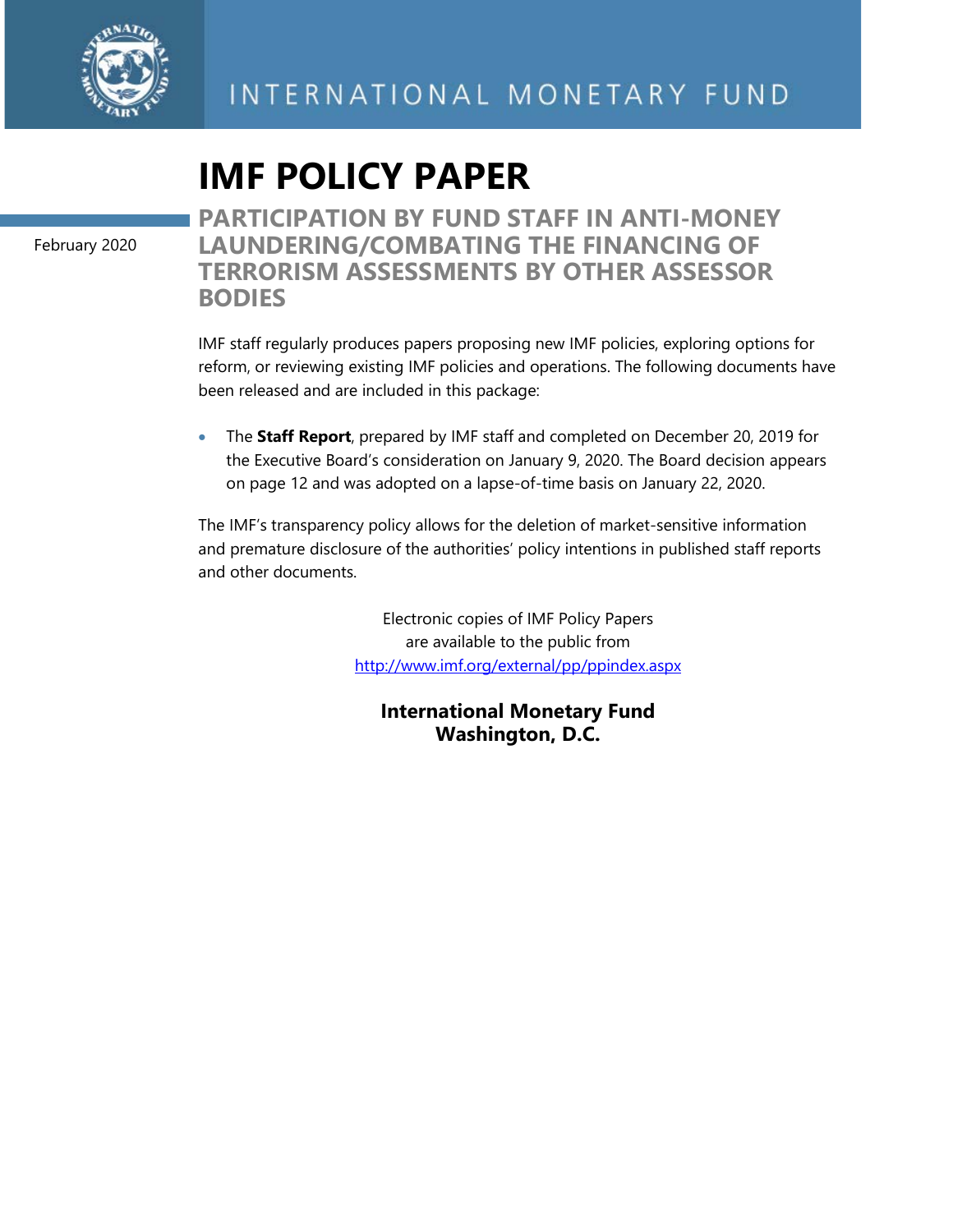INTERNATIONAL MONETARY FUND

# IMF POLICY PAPER

February 2020

## PARTICIPATION BY FUND STAFF IN ANTI-MONEY LAUNDERING/COMBATING THE FINANCING OF TERRORISM ASSESSMENTS BY OTHER ASSESSOR BODIES

IMF staff regularly produces papers proposing new IMF policies, exploring options for reform, or reviewing existing IMF policies and operations. The following documents have been released and are included in this package:

- The **Staff Report**, prepared by IMF staff and completed on December 20, 2019 for the Executive Board's consideration on January 9, 2020. The Board decision appears on page 12 and was adopted on a lapse-of-time basis on January 22, 2020.

The IMF's transparency policy allows for the deletion of market-sensitive information and premature disclosure of the authorities' policy intentions in published staff reports and other documents.

Electronic copies of IMF Policy Papers
are available to the public from
http://www.imf.org/external/pp/ppindex.aspx

**International Monetary Fund**
**Washington, D.C.**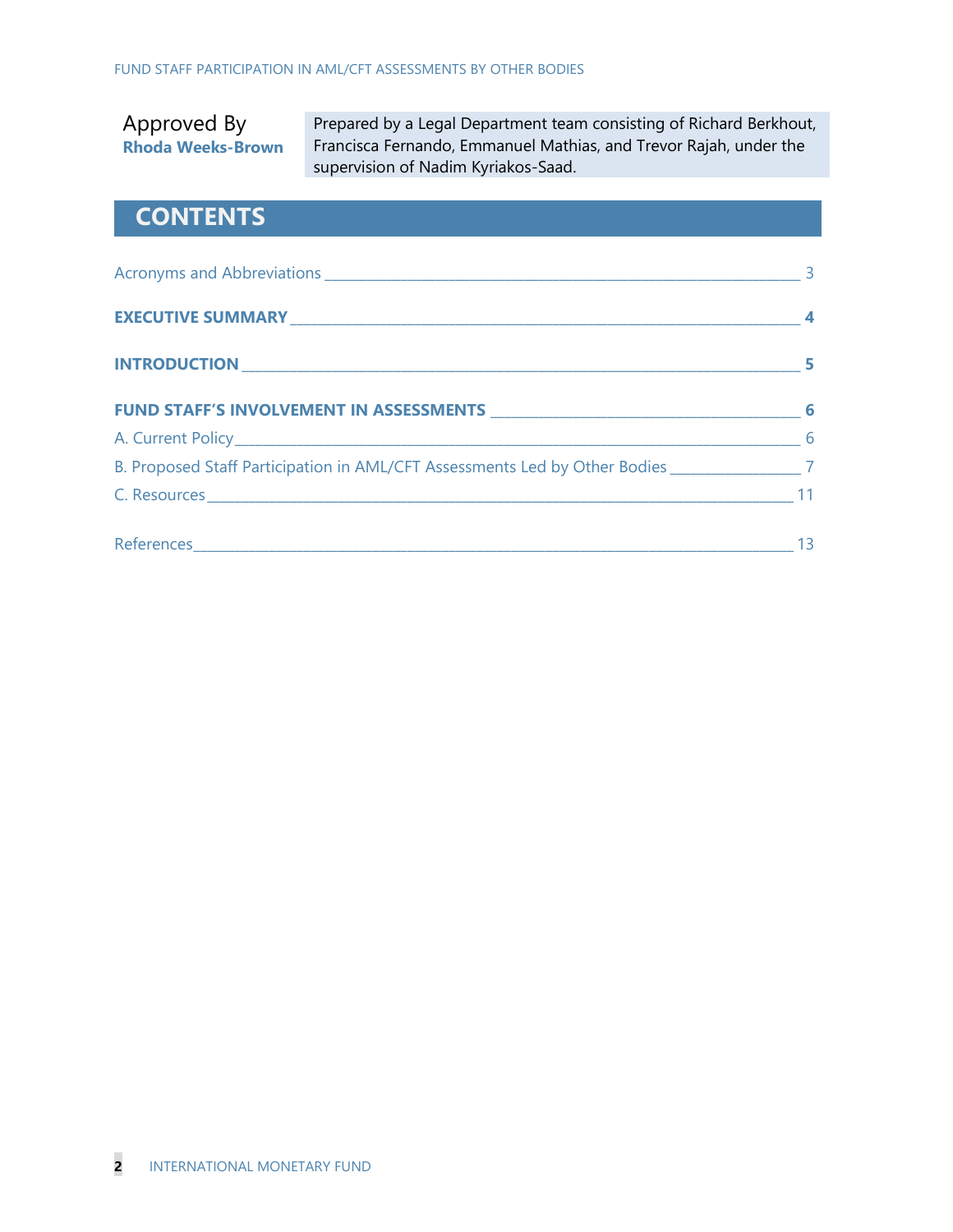Approved By
**Rhoda Weeks-Brown**

Prepared by a Legal Department team consisting of Richard Berkhout, Francisca Fernando, Emmanuel Mathias, and Trevor Rajah, under the supervision of Nadim Kyriakos-Saad.

# CONTENTS

Acronyms and Abbreviations _____ 3

**EXECUTIVE SUMMARY _____ 4**

**INTRODUCTION _____ 5**

**FUND STAFF'S INVOLVEMENT IN ASSESSMENTS _____ 6**

A. Current Policy _____ 6

B. Proposed Staff Participation in AML/CFT Assessments Led by Other Bodies _____ 7

C. Resources _____ 11

References _____ 13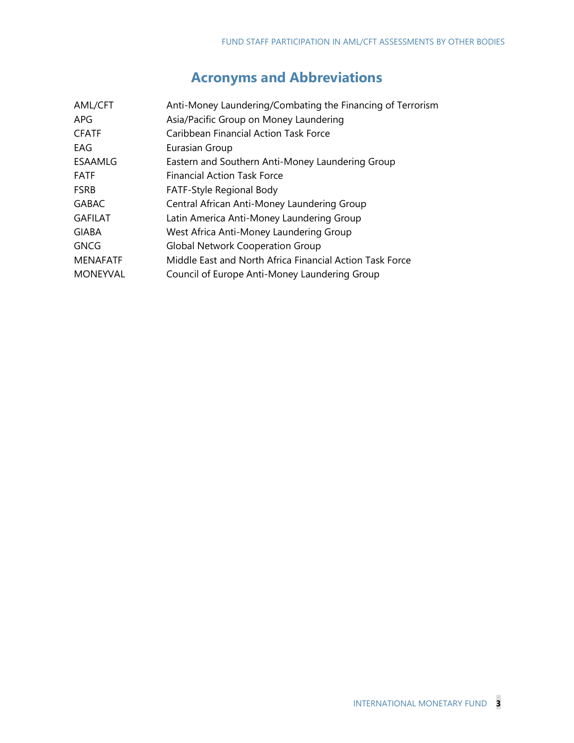# Acronyms and Abbreviations

| | |
|---|---|
| AML/CFT | Anti-Money Laundering/Combating the Financing of Terrorism |
| APG | Asia/Pacific Group on Money Laundering |
| CFATF | Caribbean Financial Action Task Force |
| EAG | Eurasian Group |
| ESAAMLG | Eastern and Southern Anti-Money Laundering Group |
| FATF | Financial Action Task Force |
| FSRB | FATF-Style Regional Body |
| GABAC | Central African Anti-Money Laundering Group |
| GAFILAT | Latin America Anti-Money Laundering Group |
| GIABA | West Africa Anti-Money Laundering Group |
| GNCG | Global Network Cooperation Group |
| MENAFATF | Middle East and North Africa Financial Action Task Force |
| MONEYVAL | Council of Europe Anti-Money Laundering Group |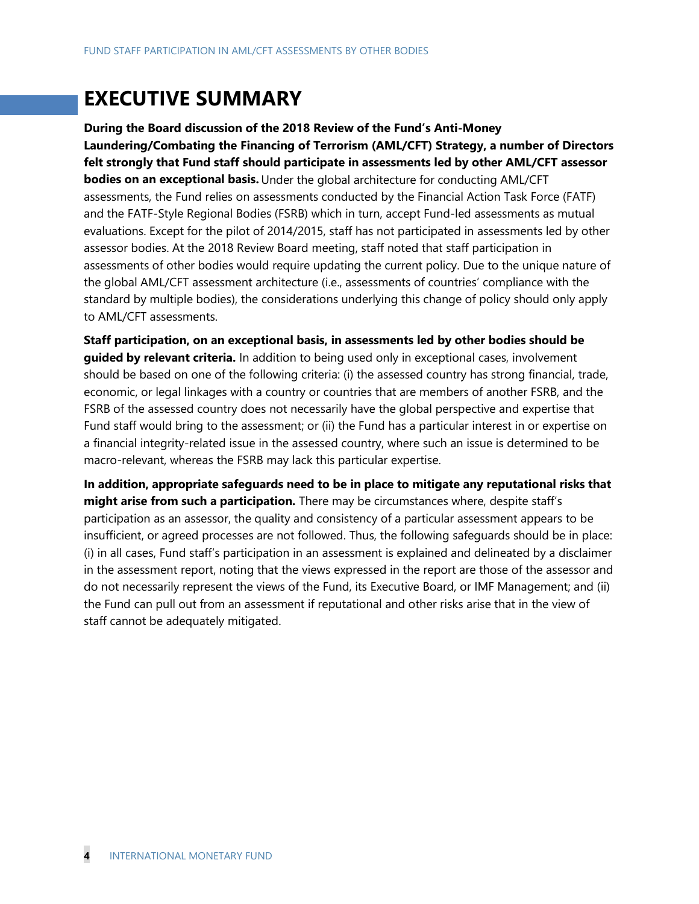# EXECUTIVE SUMMARY

**During the Board discussion of the 2018 Review of the Fund's Anti-Money Laundering/Combating the Financing of Terrorism (AML/CFT) Strategy, a number of Directors felt strongly that Fund staff should participate in assessments led by other AML/CFT assessor bodies on an exceptional basis.** Under the global architecture for conducting AML/CFT assessments, the Fund relies on assessments conducted by the Financial Action Task Force (FATF) and the FATF-Style Regional Bodies (FSRB) which in turn, accept Fund-led assessments as mutual evaluations. Except for the pilot of 2014/2015, staff has not participated in assessments led by other assessor bodies. At the 2018 Review Board meeting, staff noted that staff participation in assessments of other bodies would require updating the current policy. Due to the unique nature of the global AML/CFT assessment architecture (i.e., assessments of countries' compliance with the standard by multiple bodies), the considerations underlying this change of policy should only apply to AML/CFT assessments.

**Staff participation, on an exceptional basis, in assessments led by other bodies should be guided by relevant criteria.** In addition to being used only in exceptional cases, involvement should be based on one of the following criteria: (i) the assessed country has strong financial, trade, economic, or legal linkages with a country or countries that are members of another FSRB, and the FSRB of the assessed country does not necessarily have the global perspective and expertise that Fund staff would bring to the assessment; or (ii) the Fund has a particular interest in or expertise on a financial integrity-related issue in the assessed country, where such an issue is determined to be macro-relevant, whereas the FSRB may lack this particular expertise.

**In addition, appropriate safeguards need to be in place to mitigate any reputational risks that might arise from such a participation.** There may be circumstances where, despite staff's participation as an assessor, the quality and consistency of a particular assessment appears to be insufficient, or agreed processes are not followed. Thus, the following safeguards should be in place: (i) in all cases, Fund staff's participation in an assessment is explained and delineated by a disclaimer in the assessment report, noting that the views expressed in the report are those of the assessor and do not necessarily represent the views of the Fund, its Executive Board, or IMF Management; and (ii) the Fund can pull out from an assessment if reputational and other risks arise that in the view of staff cannot be adequately mitigated.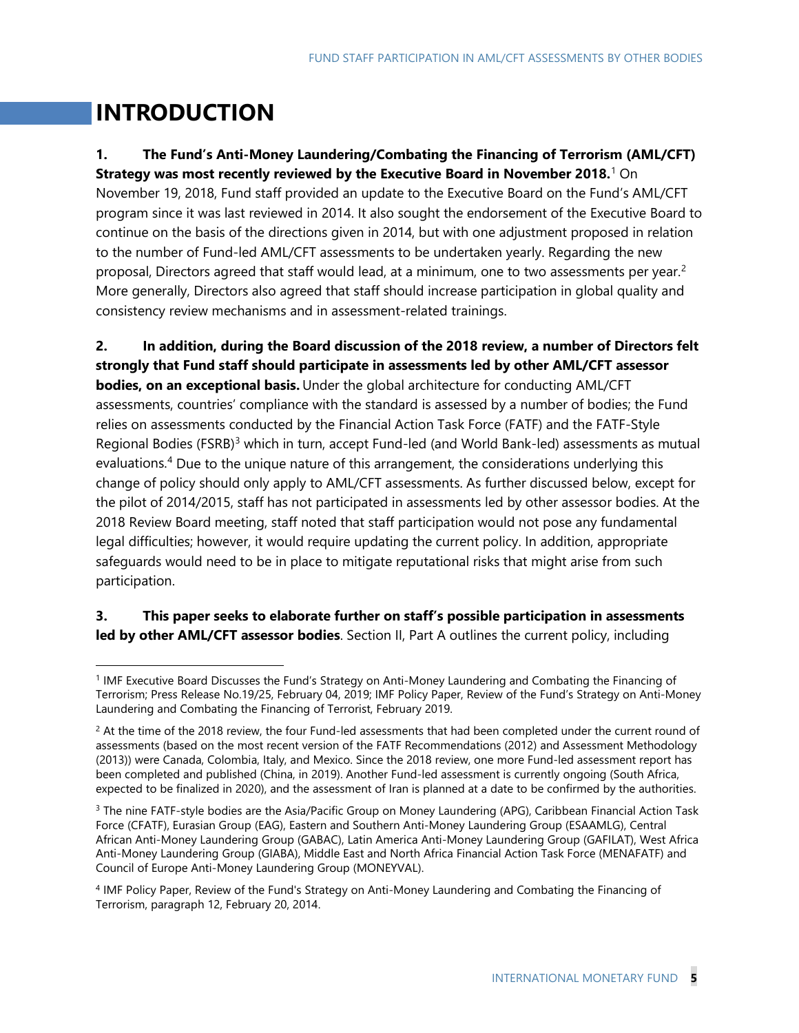# INTRODUCTION

**1. The Fund's Anti-Money Laundering/Combating the Financing of Terrorism (AML/CFT) Strategy was most recently reviewed by the Executive Board in November 2018.**[1] On November 19, 2018, Fund staff provided an update to the Executive Board on the Fund's AML/CFT program since it was last reviewed in 2014. It also sought the endorsement of the Executive Board to continue on the basis of the directions given in 2014, but with one adjustment proposed in relation to the number of Fund-led AML/CFT assessments to be undertaken yearly. Regarding the new proposal, Directors agreed that staff would lead, at a minimum, one to two assessments per year.[2] More generally, Directors also agreed that staff should increase participation in global quality and consistency review mechanisms and in assessment-related trainings.

**2. In addition, during the Board discussion of the 2018 review, a number of Directors felt strongly that Fund staff should participate in assessments led by other AML/CFT assessor bodies, on an exceptional basis.** Under the global architecture for conducting AML/CFT assessments, countries' compliance with the standard is assessed by a number of bodies; the Fund relies on assessments conducted by the Financial Action Task Force (FATF) and the FATF-Style Regional Bodies (FSRB)[3] which in turn, accept Fund-led (and World Bank-led) assessments as mutual evaluations.[4] Due to the unique nature of this arrangement, the considerations underlying this change of policy should only apply to AML/CFT assessments. As further discussed below, except for the pilot of 2014/2015, staff has not participated in assessments led by other assessor bodies. At the 2018 Review Board meeting, staff noted that staff participation would not pose any fundamental legal difficulties; however, it would require updating the current policy. In addition, appropriate safeguards would need to be in place to mitigate reputational risks that might arise from such participation.

**3. This paper seeks to elaborate further on staff's possible participation in assessments led by other AML/CFT assessor bodies**. Section II, Part A outlines the current policy, including

---

[1] IMF Executive Board Discusses the Fund's Strategy on Anti-Money Laundering and Combating the Financing of Terrorism; Press Release No.19/25, February 04, 2019; IMF Policy Paper, Review of the Fund's Strategy on Anti-Money Laundering and Combating the Financing of Terrorist, February 2019.

[2] At the time of the 2018 review, the four Fund-led assessments that had been completed under the current round of assessments (based on the most recent version of the FATF Recommendations (2012) and Assessment Methodology (2013)) were Canada, Colombia, Italy, and Mexico. Since the 2018 review, one more Fund-led assessment report has been completed and published (China, in 2019). Another Fund-led assessment is currently ongoing (South Africa, expected to be finalized in 2020), and the assessment of Iran is planned at a date to be confirmed by the authorities.

[3] The nine FATF-style bodies are the Asia/Pacific Group on Money Laundering (APG), Caribbean Financial Action Task Force (CFATF), Eurasian Group (EAG), Eastern and Southern Anti-Money Laundering Group (ESAAMLG), Central African Anti-Money Laundering Group (GABAC), Latin America Anti-Money Laundering Group (GAFILAT), West Africa Anti-Money Laundering Group (GIABA), Middle East and North Africa Financial Action Task Force (MENAFATF) and Council of Europe Anti-Money Laundering Group (MONEYVAL).

[4] IMF Policy Paper, Review of the Fund's Strategy on Anti-Money Laundering and Combating the Financing of Terrorism, paragraph 12, February 20, 2014.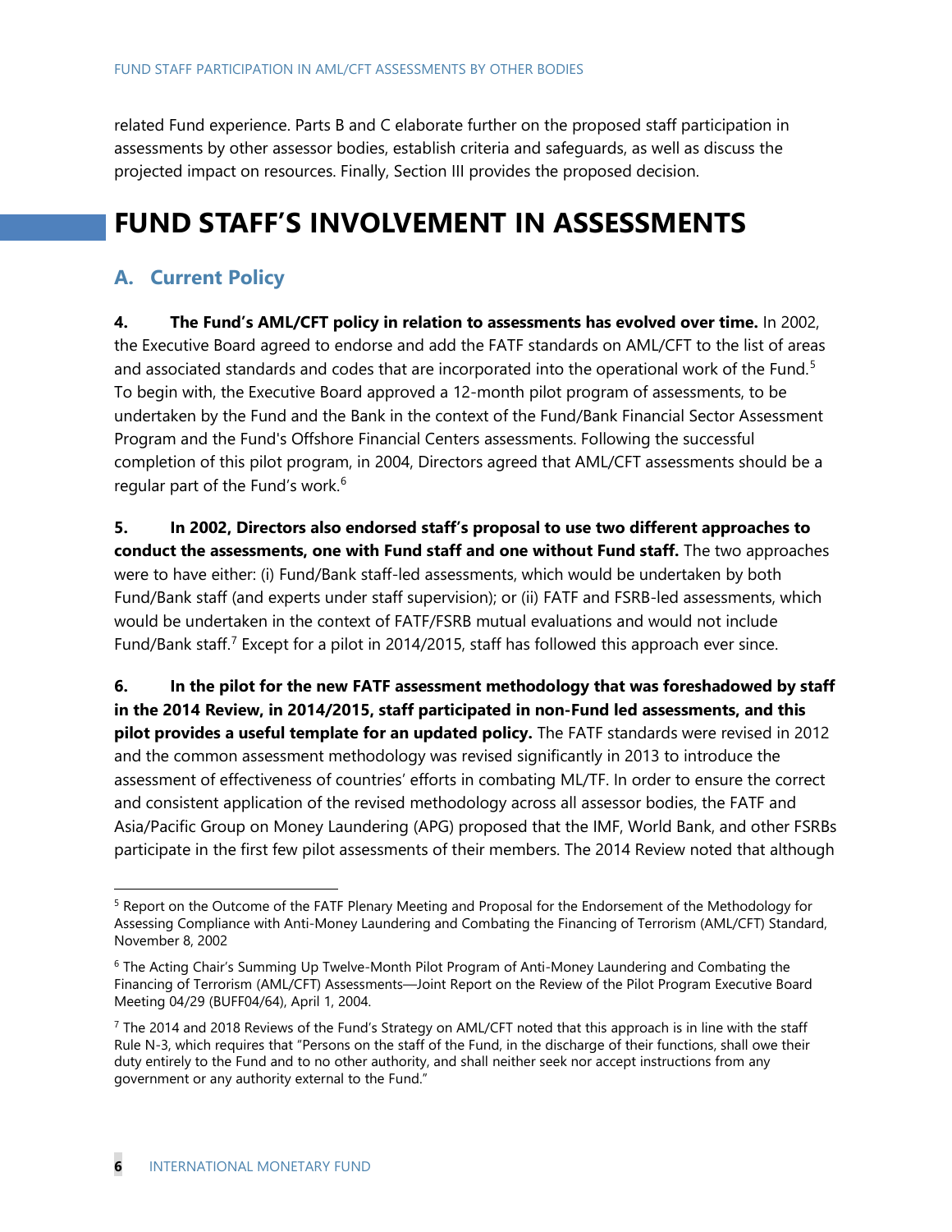related Fund experience. Parts B and C elaborate further on the proposed staff participation in assessments by other assessor bodies, establish criteria and safeguards, as well as discuss the projected impact on resources. Finally, Section III provides the proposed decision.

# FUND STAFF'S INVOLVEMENT IN ASSESSMENTS

## A. Current Policy

**4. The Fund's AML/CFT policy in relation to assessments has evolved over time.** In 2002, the Executive Board agreed to endorse and add the FATF standards on AML/CFT to the list of areas and associated standards and codes that are incorporated into the operational work of the Fund.[5] To begin with, the Executive Board approved a 12-month pilot program of assessments, to be undertaken by the Fund and the Bank in the context of the Fund/Bank Financial Sector Assessment Program and the Fund's Offshore Financial Centers assessments. Following the successful completion of this pilot program, in 2004, Directors agreed that AML/CFT assessments should be a regular part of the Fund's work.[6]

**5. In 2002, Directors also endorsed staff's proposal to use two different approaches to conduct the assessments, one with Fund staff and one without Fund staff.** The two approaches were to have either: (i) Fund/Bank staff-led assessments, which would be undertaken by both Fund/Bank staff (and experts under staff supervision); or (ii) FATF and FSRB-led assessments, which would be undertaken in the context of FATF/FSRB mutual evaluations and would not include Fund/Bank staff.[7] Except for a pilot in 2014/2015, staff has followed this approach ever since.

**6. In the pilot for the new FATF assessment methodology that was foreshadowed by staff in the 2014 Review, in 2014/2015, staff participated in non-Fund led assessments, and this pilot provides a useful template for an updated policy.** The FATF standards were revised in 2012 and the common assessment methodology was revised significantly in 2013 to introduce the assessment of effectiveness of countries' efforts in combating ML/TF. In order to ensure the correct and consistent application of the revised methodology across all assessor bodies, the FATF and Asia/Pacific Group on Money Laundering (APG) proposed that the IMF, World Bank, and other FSRBs participate in the first few pilot assessments of their members. The 2014 Review noted that although

---

[5] Report on the Outcome of the FATF Plenary Meeting and Proposal for the Endorsement of the Methodology for Assessing Compliance with Anti-Money Laundering and Combating the Financing of Terrorism (AML/CFT) Standard, November 8, 2002

[6] The Acting Chair's Summing Up Twelve-Month Pilot Program of Anti-Money Laundering and Combating the Financing of Terrorism (AML/CFT) Assessments—Joint Report on the Review of the Pilot Program Executive Board Meeting 04/29 (BUFF04/64), April 1, 2004.

[7] The 2014 and 2018 Reviews of the Fund's Strategy on AML/CFT noted that this approach is in line with the staff Rule N-3, which requires that "Persons on the staff of the Fund, in the discharge of their functions, shall owe their duty entirely to the Fund and to no other authority, and shall neither seek nor accept instructions from any government or any authority external to the Fund."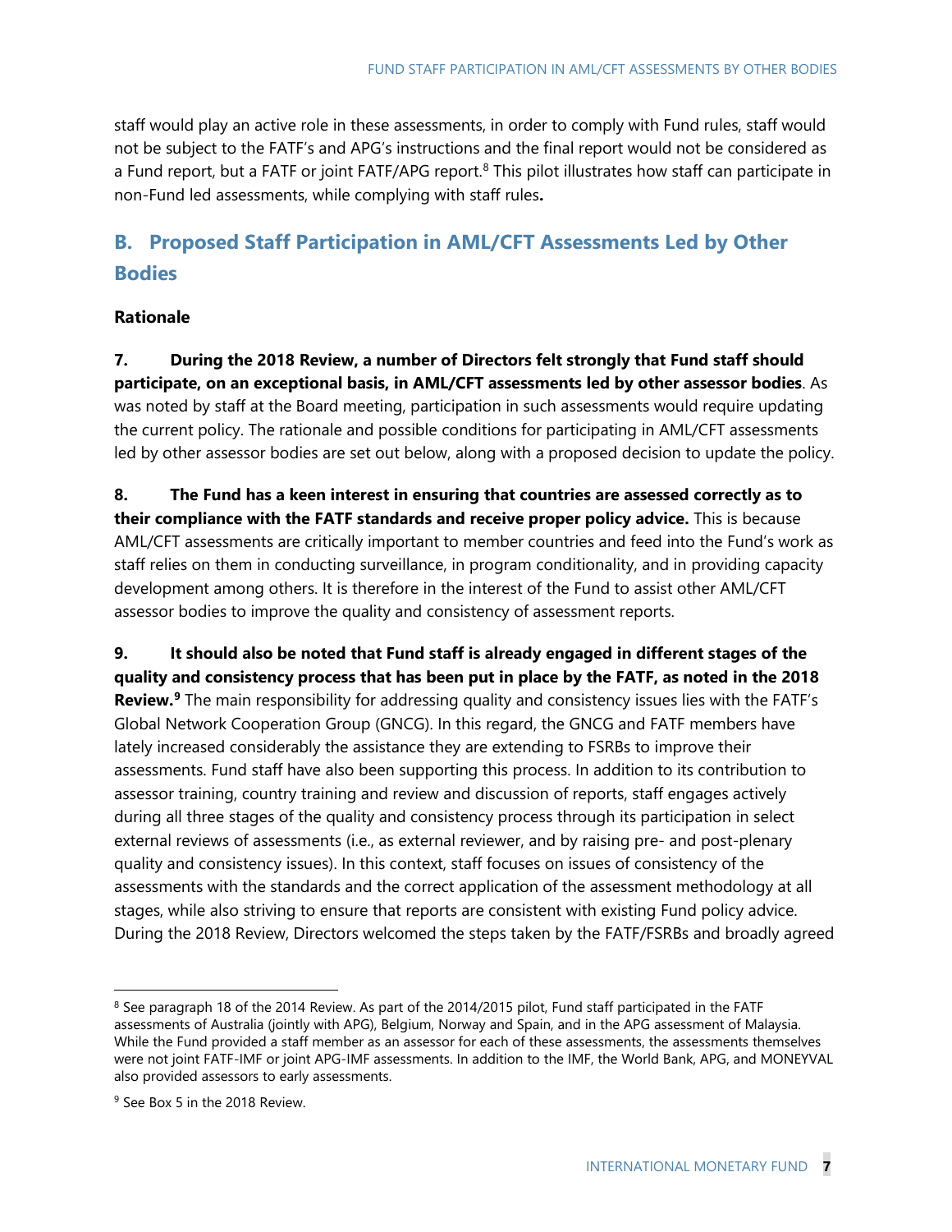staff would play an active role in these assessments, in order to comply with Fund rules, staff would not be subject to the FATF's and APG's instructions and the final report would not be considered as a Fund report, but a FATF or joint FATF/APG report.[8] This pilot illustrates how staff can participate in non-Fund led assessments, while complying with staff rules**.**

## B. Proposed Staff Participation in AML/CFT Assessments Led by Other Bodies

### Rationale

**7. During the 2018 Review, a number of Directors felt strongly that Fund staff should participate, on an exceptional basis, in AML/CFT assessments led by other assessor bodies**. As was noted by staff at the Board meeting, participation in such assessments would require updating the current policy. The rationale and possible conditions for participating in AML/CFT assessments led by other assessor bodies are set out below, along with a proposed decision to update the policy.

**8. The Fund has a keen interest in ensuring that countries are assessed correctly as to their compliance with the FATF standards and receive proper policy advice.** This is because AML/CFT assessments are critically important to member countries and feed into the Fund's work as staff relies on them in conducting surveillance, in program conditionality, and in providing capacity development among others. It is therefore in the interest of the Fund to assist other AML/CFT assessor bodies to improve the quality and consistency of assessment reports.

**9. It should also be noted that Fund staff is already engaged in different stages of the quality and consistency process that has been put in place by the FATF, as noted in the 2018 Review.[9]** The main responsibility for addressing quality and consistency issues lies with the FATF's Global Network Cooperation Group (GNCG). In this regard, the GNCG and FATF members have lately increased considerably the assistance they are extending to FSRBs to improve their assessments. Fund staff have also been supporting this process. In addition to its contribution to assessor training, country training and review and discussion of reports, staff engages actively during all three stages of the quality and consistency process through its participation in select external reviews of assessments (i.e., as external reviewer, and by raising pre- and post-plenary quality and consistency issues). In this context, staff focuses on issues of consistency of the assessments with the standards and the correct application of the assessment methodology at all stages, while also striving to ensure that reports are consistent with existing Fund policy advice. During the 2018 Review, Directors welcomed the steps taken by the FATF/FSRBs and broadly agreed

---

[8] See paragraph 18 of the 2014 Review. As part of the 2014/2015 pilot, Fund staff participated in the FATF assessments of Australia (jointly with APG), Belgium, Norway and Spain, and in the APG assessment of Malaysia. While the Fund provided a staff member as an assessor for each of these assessments, the assessments themselves were not joint FATF-IMF or joint APG-IMF assessments. In addition to the IMF, the World Bank, APG, and MONEYVAL also provided assessors to early assessments.

[9] See Box 5 in the 2018 Review.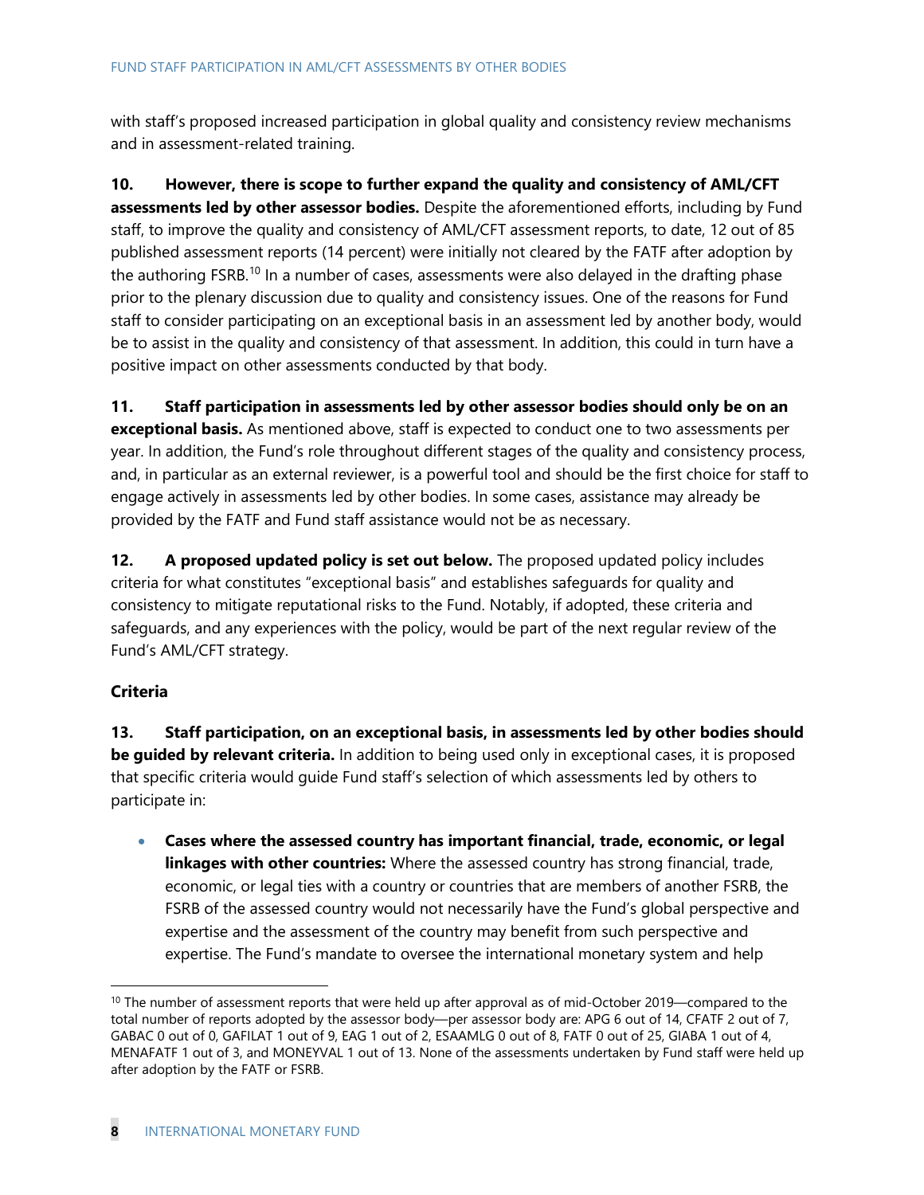with staff's proposed increased participation in global quality and consistency review mechanisms and in assessment-related training.

**10. However, there is scope to further expand the quality and consistency of AML/CFT assessments led by other assessor bodies.** Despite the aforementioned efforts, including by Fund staff, to improve the quality and consistency of AML/CFT assessment reports, to date, 12 out of 85 published assessment reports (14 percent) were initially not cleared by the FATF after adoption by the authoring FSRB.[10] In a number of cases, assessments were also delayed in the drafting phase prior to the plenary discussion due to quality and consistency issues. One of the reasons for Fund staff to consider participating on an exceptional basis in an assessment led by another body, would be to assist in the quality and consistency of that assessment. In addition, this could in turn have a positive impact on other assessments conducted by that body.

**11. Staff participation in assessments led by other assessor bodies should only be on an exceptional basis.** As mentioned above, staff is expected to conduct one to two assessments per year. In addition, the Fund's role throughout different stages of the quality and consistency process, and, in particular as an external reviewer, is a powerful tool and should be the first choice for staff to engage actively in assessments led by other bodies. In some cases, assistance may already be provided by the FATF and Fund staff assistance would not be as necessary.

**12. A proposed updated policy is set out below.** The proposed updated policy includes criteria for what constitutes "exceptional basis" and establishes safeguards for quality and consistency to mitigate reputational risks to the Fund. Notably, if adopted, these criteria and safeguards, and any experiences with the policy, would be part of the next regular review of the Fund's AML/CFT strategy.

### Criteria

**13. Staff participation, on an exceptional basis, in assessments led by other bodies should be guided by relevant criteria.** In addition to being used only in exceptional cases, it is proposed that specific criteria would guide Fund staff's selection of which assessments led by others to participate in:

- **Cases where the assessed country has important financial, trade, economic, or legal linkages with other countries:** Where the assessed country has strong financial, trade, economic, or legal ties with a country or countries that are members of another FSRB, the FSRB of the assessed country would not necessarily have the Fund's global perspective and expertise and the assessment of the country may benefit from such perspective and expertise. The Fund's mandate to oversee the international monetary system and help

[10] The number of assessment reports that were held up after approval as of mid-October 2019—compared to the total number of reports adopted by the assessor body—per assessor body are: APG 6 out of 14, CFATF 2 out of 7, GABAC 0 out of 0, GAFILAT 1 out of 9, EAG 1 out of 2, ESAAMLG 0 out of 8, FATF 0 out of 25, GIABA 1 out of 4, MENAFATF 1 out of 3, and MONEYVAL 1 out of 13. None of the assessments undertaken by Fund staff were held up after adoption by the FATF or FSRB.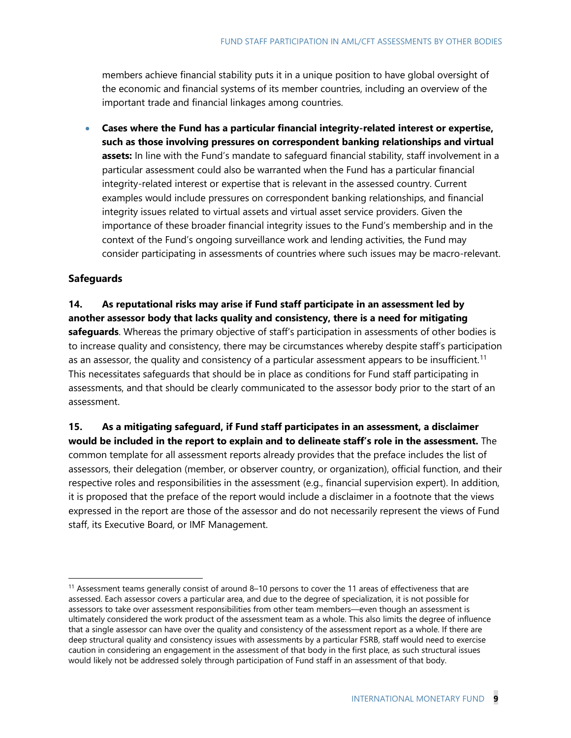members achieve financial stability puts it in a unique position to have global oversight of the economic and financial systems of its member countries, including an overview of the important trade and financial linkages among countries.

- **Cases where the Fund has a particular financial integrity-related interest or expertise, such as those involving pressures on correspondent banking relationships and virtual assets:** In line with the Fund's mandate to safeguard financial stability, staff involvement in a particular assessment could also be warranted when the Fund has a particular financial integrity-related interest or expertise that is relevant in the assessed country. Current examples would include pressures on correspondent banking relationships, and financial integrity issues related to virtual assets and virtual asset service providers. Given the importance of these broader financial integrity issues to the Fund's membership and in the context of the Fund's ongoing surveillance work and lending activities, the Fund may consider participating in assessments of countries where such issues may be macro-relevant.

### Safeguards

**14. As reputational risks may arise if Fund staff participate in an assessment led by another assessor body that lacks quality and consistency, there is a need for mitigating safeguards**. Whereas the primary objective of staff's participation in assessments of other bodies is to increase quality and consistency, there may be circumstances whereby despite staff's participation as an assessor, the quality and consistency of a particular assessment appears to be insufficient.[11] This necessitates safeguards that should be in place as conditions for Fund staff participating in assessments, and that should be clearly communicated to the assessor body prior to the start of an assessment.

**15. As a mitigating safeguard, if Fund staff participates in an assessment, a disclaimer would be included in the report to explain and to delineate staff's role in the assessment.** The common template for all assessment reports already provides that the preface includes the list of assessors, their delegation (member, or observer country, or organization), official function, and their respective roles and responsibilities in the assessment (e.g., financial supervision expert). In addition, it is proposed that the preface of the report would include a disclaimer in a footnote that the views expressed in the report are those of the assessor and do not necessarily represent the views of Fund staff, its Executive Board, or IMF Management.

---

[11] Assessment teams generally consist of around 8–10 persons to cover the 11 areas of effectiveness that are assessed. Each assessor covers a particular area, and due to the degree of specialization, it is not possible for assessors to take over assessment responsibilities from other team members—even though an assessment is ultimately considered the work product of the assessment team as a whole. This also limits the degree of influence that a single assessor can have over the quality and consistency of the assessment report as a whole. If there are deep structural quality and consistency issues with assessments by a particular FSRB, staff would need to exercise caution in considering an engagement in the assessment of that body in the first place, as such structural issues would likely not be addressed solely through participation of Fund staff in an assessment of that body.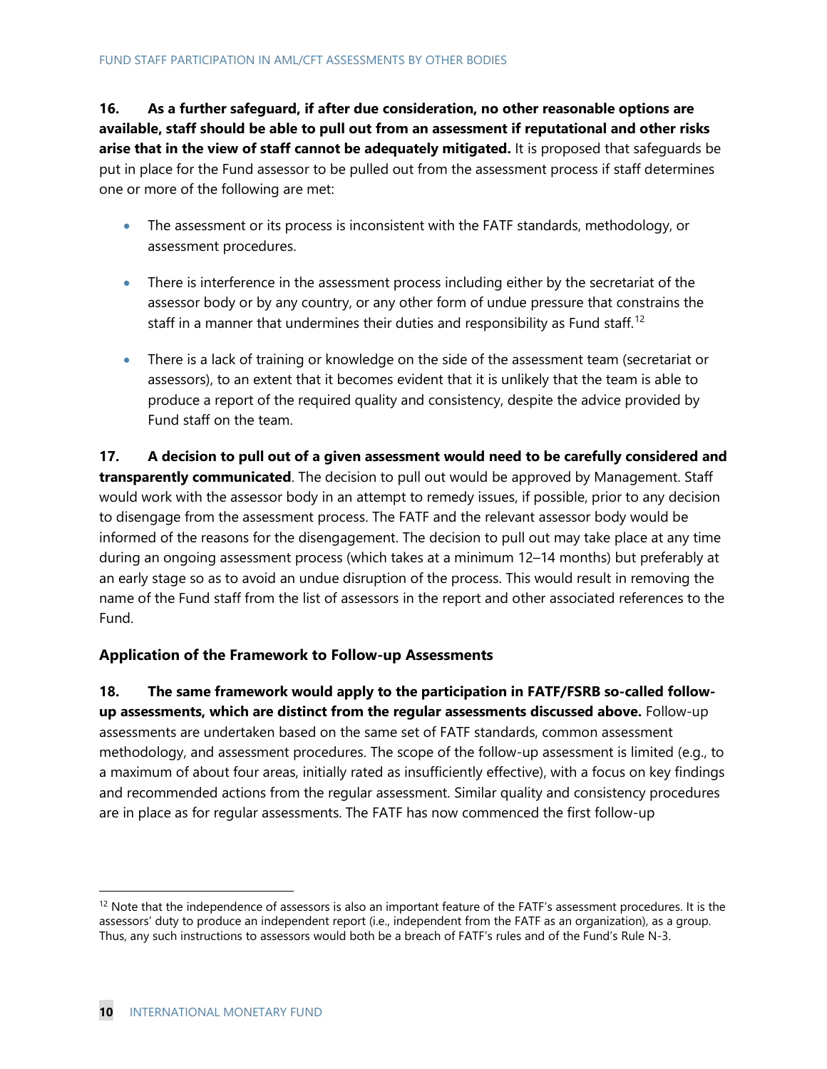**16. As a further safeguard, if after due consideration, no other reasonable options are available, staff should be able to pull out from an assessment if reputational and other risks arise that in the view of staff cannot be adequately mitigated.** It is proposed that safeguards be put in place for the Fund assessor to be pulled out from the assessment process if staff determines one or more of the following are met:

- The assessment or its process is inconsistent with the FATF standards, methodology, or assessment procedures.
- There is interference in the assessment process including either by the secretariat of the assessor body or by any country, or any other form of undue pressure that constrains the staff in a manner that undermines their duties and responsibility as Fund staff.[12]
- There is a lack of training or knowledge on the side of the assessment team (secretariat or assessors), to an extent that it becomes evident that it is unlikely that the team is able to produce a report of the required quality and consistency, despite the advice provided by Fund staff on the team.

**17. A decision to pull out of a given assessment would need to be carefully considered and transparently communicated**. The decision to pull out would be approved by Management. Staff would work with the assessor body in an attempt to remedy issues, if possible, prior to any decision to disengage from the assessment process. The FATF and the relevant assessor body would be informed of the reasons for the disengagement. The decision to pull out may take place at any time during an ongoing assessment process (which takes at a minimum 12–14 months) but preferably at an early stage so as to avoid an undue disruption of the process. This would result in removing the name of the Fund staff from the list of assessors in the report and other associated references to the Fund.

### Application of the Framework to Follow-up Assessments

**18. The same framework would apply to the participation in FATF/FSRB so-called follow-up assessments, which are distinct from the regular assessments discussed above.** Follow-up assessments are undertaken based on the same set of FATF standards, common assessment methodology, and assessment procedures. The scope of the follow-up assessment is limited (e.g., to a maximum of about four areas, initially rated as insufficiently effective), with a focus on key findings and recommended actions from the regular assessment. Similar quality and consistency procedures are in place as for regular assessments. The FATF has now commenced the first follow-up

[12] Note that the independence of assessors is also an important feature of the FATF's assessment procedures. It is the assessors' duty to produce an independent report (i.e., independent from the FATF as an organization), as a group. Thus, any such instructions to assessors would both be a breach of FATF's rules and of the Fund's Rule N-3.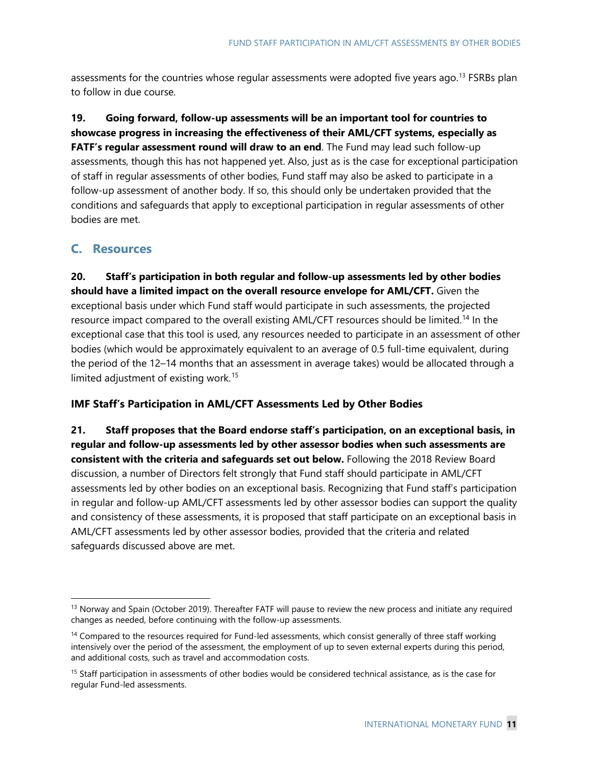assessments for the countries whose regular assessments were adopted five years ago.[13] FSRBs plan to follow in due course.

**19. Going forward, follow-up assessments will be an important tool for countries to showcase progress in increasing the effectiveness of their AML/CFT systems, especially as FATF's regular assessment round will draw to an end**. The Fund may lead such follow-up assessments, though this has not happened yet. Also, just as is the case for exceptional participation of staff in regular assessments of other bodies, Fund staff may also be asked to participate in a follow-up assessment of another body. If so, this should only be undertaken provided that the conditions and safeguards that apply to exceptional participation in regular assessments of other bodies are met.

## C. Resources

**20. Staff's participation in both regular and follow-up assessments led by other bodies should have a limited impact on the overall resource envelope for AML/CFT.** Given the exceptional basis under which Fund staff would participate in such assessments, the projected resource impact compared to the overall existing AML/CFT resources should be limited.[14] In the exceptional case that this tool is used, any resources needed to participate in an assessment of other bodies (which would be approximately equivalent to an average of 0.5 full-time equivalent, during the period of the 12–14 months that an assessment in average takes) would be allocated through a limited adjustment of existing work.[15]

### IMF Staff's Participation in AML/CFT Assessments Led by Other Bodies

**21. Staff proposes that the Board endorse staff's participation, on an exceptional basis, in regular and follow-up assessments led by other assessor bodies when such assessments are consistent with the criteria and safeguards set out below.** Following the 2018 Review Board discussion, a number of Directors felt strongly that Fund staff should participate in AML/CFT assessments led by other bodies on an exceptional basis. Recognizing that Fund staff's participation in regular and follow-up AML/CFT assessments led by other assessor bodies can support the quality and consistency of these assessments, it is proposed that staff participate on an exceptional basis in AML/CFT assessments led by other assessor bodies, provided that the criteria and related safeguards discussed above are met.

---

[13] Norway and Spain (October 2019). Thereafter FATF will pause to review the new process and initiate any required changes as needed, before continuing with the follow-up assessments.

[14] Compared to the resources required for Fund-led assessments, which consist generally of three staff working intensively over the period of the assessment, the employment of up to seven external experts during this period, and additional costs, such as travel and accommodation costs.

[15] Staff participation in assessments of other bodies would be considered technical assistance, as is the case for regular Fund-led assessments.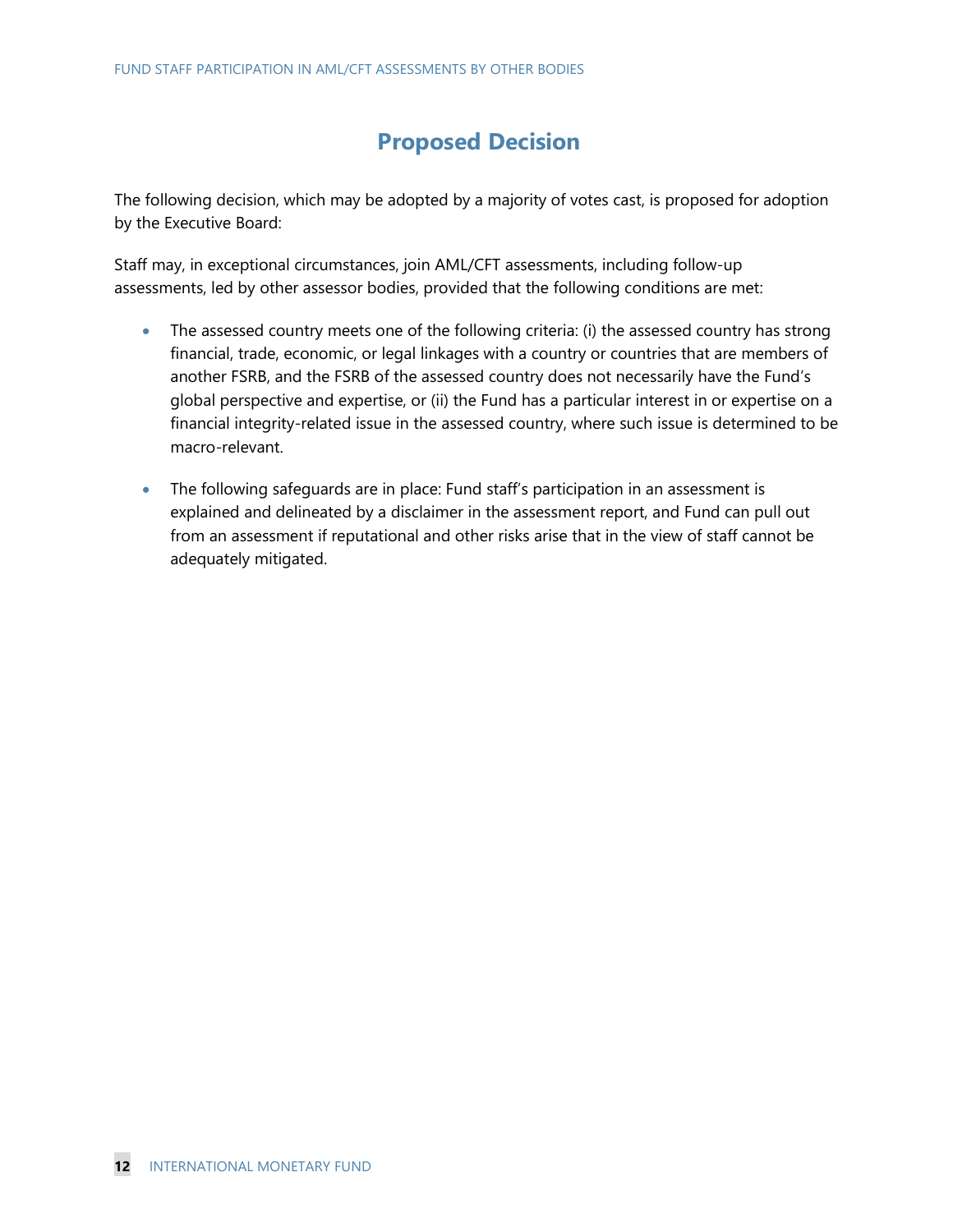# Proposed Decision

The following decision, which may be adopted by a majority of votes cast, is proposed for adoption by the Executive Board:

Staff may, in exceptional circumstances, join AML/CFT assessments, including follow-up assessments, led by other assessor bodies, provided that the following conditions are met:

- The assessed country meets one of the following criteria: (i) the assessed country has strong financial, trade, economic, or legal linkages with a country or countries that are members of another FSRB, and the FSRB of the assessed country does not necessarily have the Fund's global perspective and expertise, or (ii) the Fund has a particular interest in or expertise on a financial integrity-related issue in the assessed country, where such issue is determined to be macro-relevant.

- The following safeguards are in place: Fund staff's participation in an assessment is explained and delineated by a disclaimer in the assessment report, and Fund can pull out from an assessment if reputational and other risks arise that in the view of staff cannot be adequately mitigated.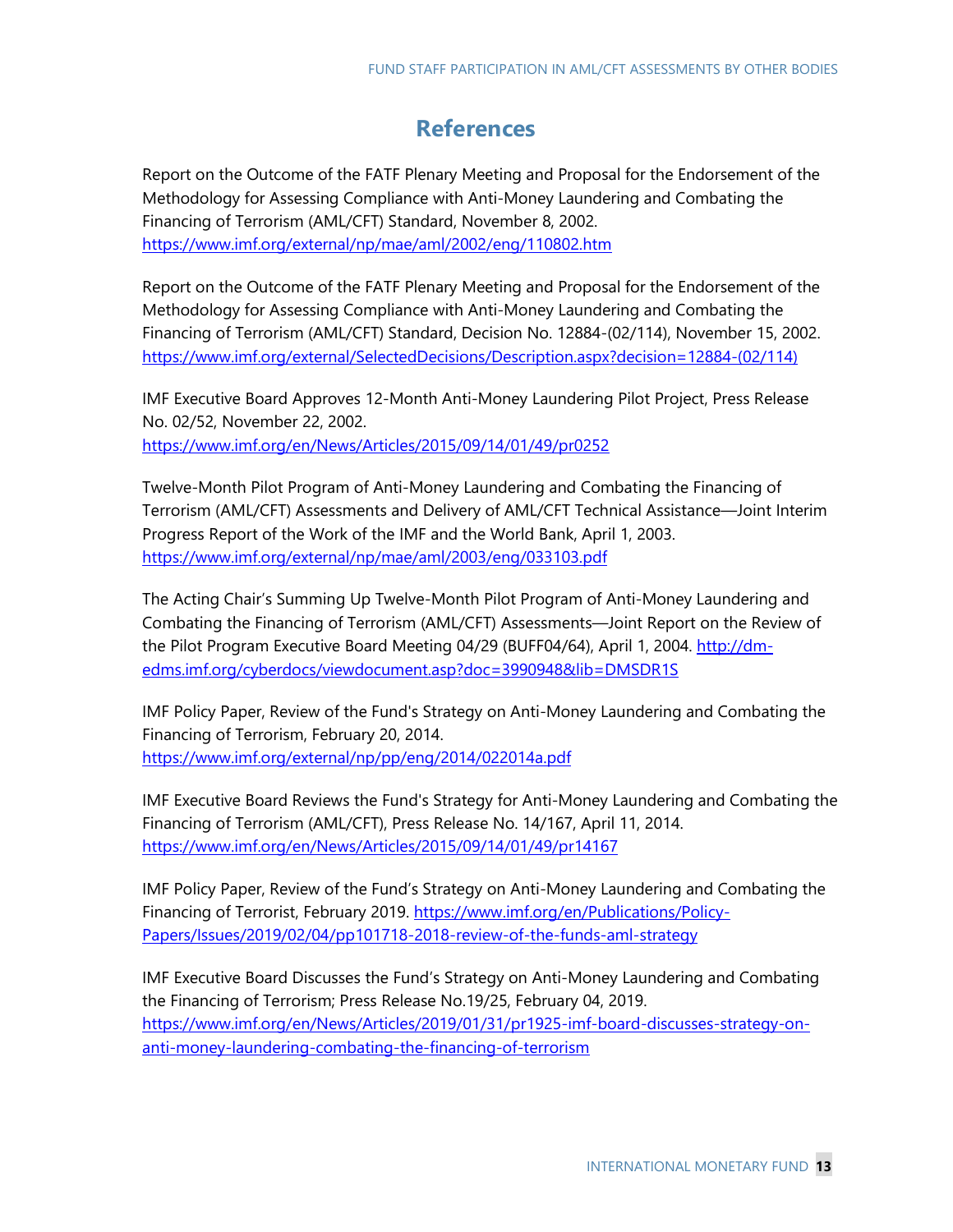# References

Report on the Outcome of the FATF Plenary Meeting and Proposal for the Endorsement of the Methodology for Assessing Compliance with Anti-Money Laundering and Combating the Financing of Terrorism (AML/CFT) Standard, November 8, 2002. https://www.imf.org/external/np/mae/aml/2002/eng/110802.htm

Report on the Outcome of the FATF Plenary Meeting and Proposal for the Endorsement of the Methodology for Assessing Compliance with Anti-Money Laundering and Combating the Financing of Terrorism (AML/CFT) Standard, Decision No. 12884-(02/114), November 15, 2002. https://www.imf.org/external/SelectedDecisions/Description.aspx?decision=12884-(02/114)

IMF Executive Board Approves 12-Month Anti-Money Laundering Pilot Project, Press Release No. 02/52, November 22, 2002. https://www.imf.org/en/News/Articles/2015/09/14/01/49/pr0252

Twelve-Month Pilot Program of Anti-Money Laundering and Combating the Financing of Terrorism (AML/CFT) Assessments and Delivery of AML/CFT Technical Assistance—Joint Interim Progress Report of the Work of the IMF and the World Bank, April 1, 2003. https://www.imf.org/external/np/mae/aml/2003/eng/033103.pdf

The Acting Chair's Summing Up Twelve-Month Pilot Program of Anti-Money Laundering and Combating the Financing of Terrorism (AML/CFT) Assessments—Joint Report on the Review of the Pilot Program Executive Board Meeting 04/29 (BUFF04/64), April 1, 2004. http://dm-edms.imf.org/cyberdocs/viewdocument.asp?doc=3990948&lib=DMSDR1S

IMF Policy Paper, Review of the Fund's Strategy on Anti-Money Laundering and Combating the Financing of Terrorism, February 20, 2014. https://www.imf.org/external/np/pp/eng/2014/022014a.pdf

IMF Executive Board Reviews the Fund's Strategy for Anti-Money Laundering and Combating the Financing of Terrorism (AML/CFT), Press Release No. 14/167, April 11, 2014. https://www.imf.org/en/News/Articles/2015/09/14/01/49/pr14167

IMF Policy Paper, Review of the Fund's Strategy on Anti-Money Laundering and Combating the Financing of Terrorist, February 2019. https://www.imf.org/en/Publications/Policy-Papers/Issues/2019/02/04/pp101718-2018-review-of-the-funds-aml-strategy

IMF Executive Board Discusses the Fund's Strategy on Anti-Money Laundering and Combating the Financing of Terrorism; Press Release No.19/25, February 04, 2019. https://www.imf.org/en/News/Articles/2019/01/31/pr1925-imf-board-discusses-strategy-on-anti-money-laundering-combating-the-financing-of-terrorism